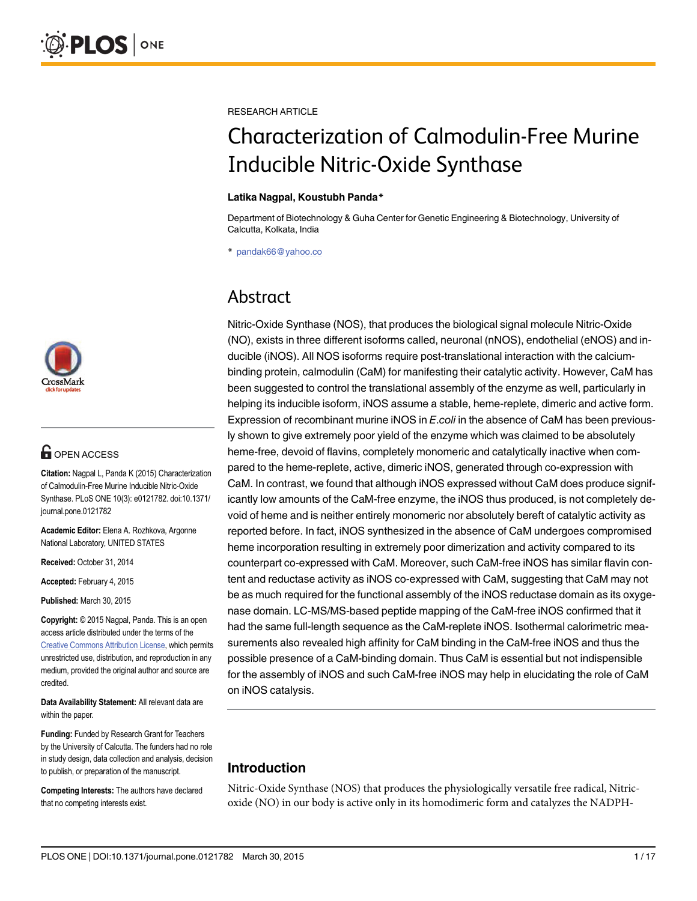RESEARCH ARTICLE

# Characterization of Calmodulin-Free Murine Inducible Nitric-Oxide Synthase

**Latika Nagpal, Koustubh Panda***

Department of Biotechnology & Guha Center for Genetic Engineering & Biotechnology, University of Calcutta, Kolkata, India

* pandak66@yahoo.co

## Abstract

Nitric-Oxide Synthase (NOS), that produces the biological signal molecule Nitric-Oxide (NO), exists in three different isoforms called, neuronal (nNOS), endothelial (eNOS) and inducible (iNOS). All NOS isoforms require post-translational interaction with the calcium-binding protein, calmodulin (CaM) for manifesting their catalytic activity. However, CaM has been suggested to control the translational assembly of the enzyme as well, particularly in helping its inducible isoform, iNOS assume a stable, heme-replete, dimeric and active form. Expression of recombinant murine iNOS in *E.coli* in the absence of CaM has been previously shown to give extremely poor yield of the enzyme which was claimed to be absolutely heme-free, devoid of flavins, completely monomeric and catalytically inactive when compared to the heme-replete, active, dimeric iNOS, generated through co-expression with CaM. In contrast, we found that although iNOS expressed without CaM does produce significantly low amounts of the CaM-free enzyme, the iNOS thus produced, is not completely devoid of heme and is neither entirely monomeric nor absolutely bereft of catalytic activity as reported before. In fact, iNOS synthesized in the absence of CaM undergoes compromised heme incorporation resulting in extremely poor dimerization and activity compared to its counterpart co-expressed with CaM. Moreover, such CaM-free iNOS has similar flavin content and reductase activity as iNOS co-expressed with CaM, suggesting that CaM may not be as much required for the functional assembly of the iNOS reductase domain as its oxygenase domain. LC-MS/MS-based peptide mapping of the CaM-free iNOS confirmed that it had the same full-length sequence as the CaM-replete iNOS. Isothermal calorimetric measurements also revealed high affinity for CaM binding in the CaM-free iNOS and thus the possible presence of a CaM-binding domain. Thus CaM is essential but not indispensible for the assembly of iNOS and such CaM-free iNOS may help in elucidating the role of CaM on iNOS catalysis.

OPEN ACCESS

**Citation:** Nagpal L, Panda K (2015) Characterization of Calmodulin-Free Murine Inducible Nitric-Oxide Synthase. PLoS ONE 10(3): e0121782. doi:10.1371/journal.pone.0121782

**Academic Editor:** Elena A. Rozhkova, Argonne National Laboratory, UNITED STATES

**Received:** October 31, 2014

**Accepted:** February 4, 2015

**Published:** March 30, 2015

**Copyright:** © 2015 Nagpal, Panda. This is an open access article distributed under the terms of the Creative Commons Attribution License, which permits unrestricted use, distribution, and reproduction in any medium, provided the original author and source are credited.

**Data Availability Statement:** All relevant data are within the paper.

**Funding:** Funded by Research Grant for Teachers by the University of Calcutta. The funders had no role in study design, data collection and analysis, decision to publish, or preparation of the manuscript.

**Competing Interests:** The authors have declared that no competing interests exist.

## Introduction

Nitric-Oxide Synthase (NOS) that produces the physiologically versatile free radical, Nitric-oxide (NO) in our body is active only in its homodimeric form and catalyzes the NADPH-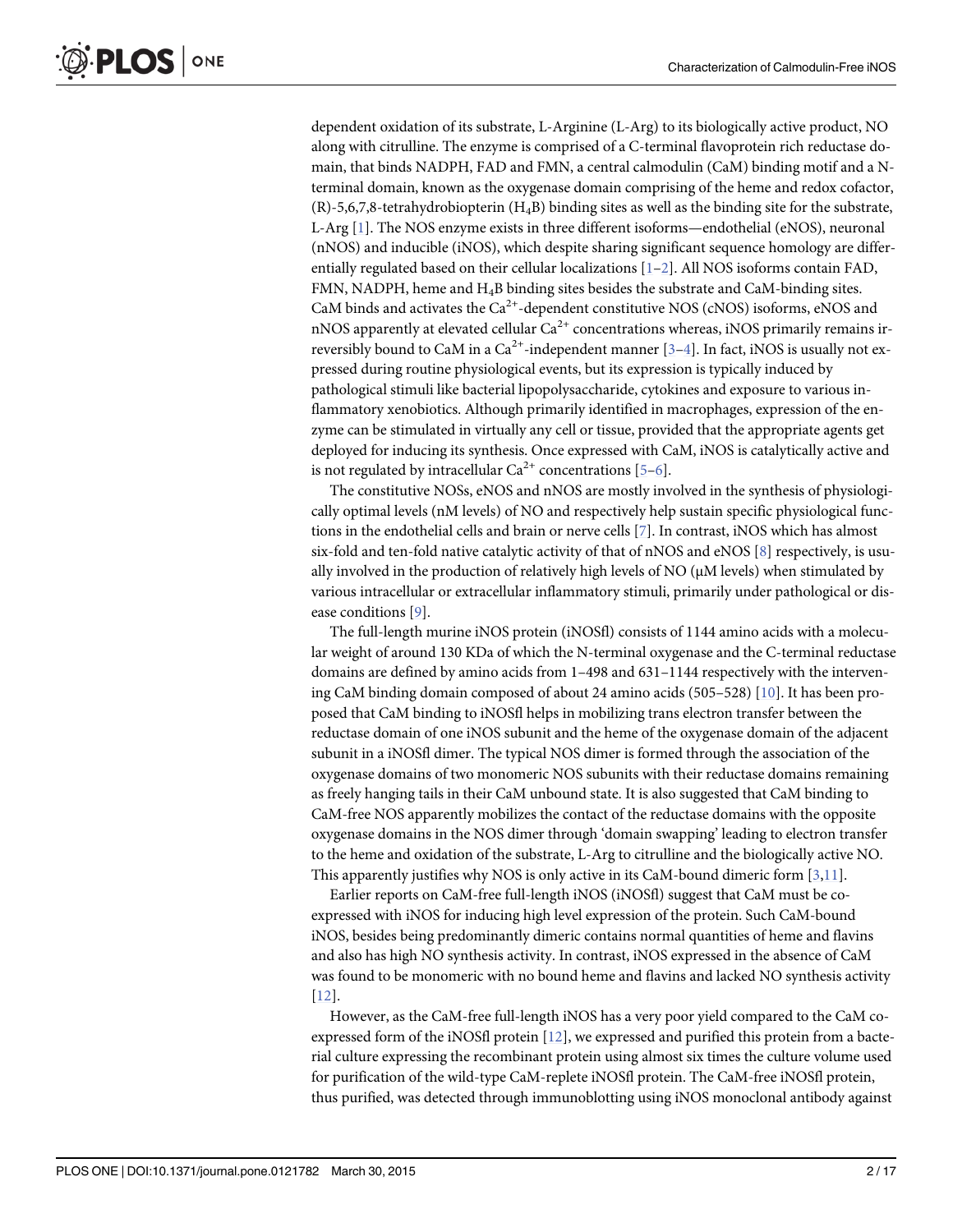dependent oxidation of its substrate, L-Arginine (L-Arg) to its biologically active product, NO along with citrulline. The enzyme is comprised of a C-terminal flavoprotein rich reductase domain, that binds NADPH, FAD and FMN, a central calmodulin (CaM) binding motif and a N-terminal domain, known as the oxygenase domain comprising of the heme and redox cofactor, (R)-5,6,7,8-tetrahydrobiopterin ($H_4B$) binding sites as well as the binding site for the substrate, L-Arg [1]. The NOS enzyme exists in three different isoforms—endothelial (eNOS), neuronal (nNOS) and inducible (iNOS), which despite sharing significant sequence homology are differentially regulated based on their cellular localizations [1–2]. All NOS isoforms contain FAD, FMN, NADPH, heme and $H_4B$ binding sites besides the substrate and CaM-binding sites. CaM binds and activates the $Ca^{2+}$-dependent constitutive NOS (cNOS) isoforms, eNOS and nNOS apparently at elevated cellular $Ca^{2+}$ concentrations whereas, iNOS primarily remains irreversibly bound to CaM in a $Ca^{2+}$-independent manner [3–4]. In fact, iNOS is usually not expressed during routine physiological events, but its expression is typically induced by pathological stimuli like bacterial lipopolysaccharide, cytokines and exposure to various inflammatory xenobiotics. Although primarily identified in macrophages, expression of the enzyme can be stimulated in virtually any cell or tissue, provided that the appropriate agents get deployed for inducing its synthesis. Once expressed with CaM, iNOS is catalytically active and is not regulated by intracellular $Ca^{2+}$ concentrations [5–6].

The constitutive NOSs, eNOS and nNOS are mostly involved in the synthesis of physiologically optimal levels (nM levels) of NO and respectively help sustain specific physiological functions in the endothelial cells and brain or nerve cells [7]. In contrast, iNOS which has almost six-fold and ten-fold native catalytic activity of that of nNOS and eNOS [8] respectively, is usually involved in the production of relatively high levels of NO (μM levels) when stimulated by various intracellular or extracellular inflammatory stimuli, primarily under pathological or disease conditions [9].

The full-length murine iNOS protein (iNOSfl) consists of 1144 amino acids with a molecular weight of around 130 KDa of which the N-terminal oxygenase and the C-terminal reductase domains are defined by amino acids from 1–498 and 631–1144 respectively with the intervening CaM binding domain composed of about 24 amino acids (505–528) [10]. It has been proposed that CaM binding to iNOSfl helps in mobilizing trans electron transfer between the reductase domain of one iNOS subunit and the heme of the oxygenase domain of the adjacent subunit in a iNOSfl dimer. The typical NOS dimer is formed through the association of the oxygenase domains of two monomeric NOS subunits with their reductase domains remaining as freely hanging tails in their CaM unbound state. It is also suggested that CaM binding to CaM-free NOS apparently mobilizes the contact of the reductase domains with the opposite oxygenase domains in the NOS dimer through 'domain swapping' leading to electron transfer to the heme and oxidation of the substrate, L-Arg to citrulline and the biologically active NO. This apparently justifies why NOS is only active in its CaM-bound dimeric form [3,11].

Earlier reports on CaM-free full-length iNOS (iNOSfl) suggest that CaM must be co-expressed with iNOS for inducing high level expression of the protein. Such CaM-bound iNOS, besides being predominantly dimeric contains normal quantities of heme and flavins and also has high NO synthesis activity. In contrast, iNOS expressed in the absence of CaM was found to be monomeric with no bound heme and flavins and lacked NO synthesis activity [12].

However, as the CaM-free full-length iNOS has a very poor yield compared to the CaM co-expressed form of the iNOSfl protein [12], we expressed and purified this protein from a bacterial culture expressing the recombinant protein using almost six times the culture volume used for purification of the wild-type CaM-replete iNOSfl protein. The CaM-free iNOSfl protein, thus purified, was detected through immunoblotting using iNOS monoclonal antibody against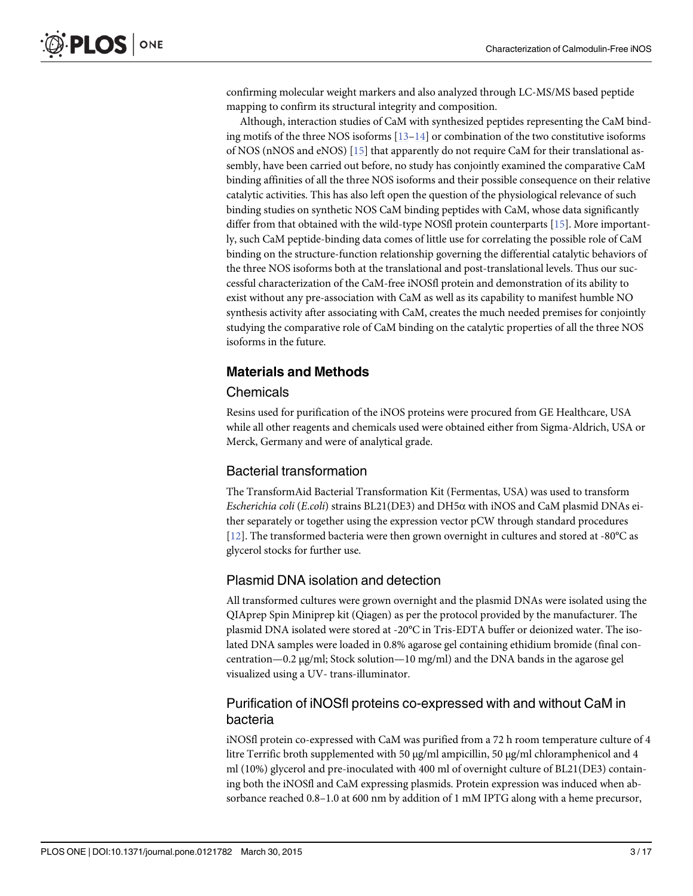confirming molecular weight markers and also analyzed through LC-MS/MS based peptide mapping to confirm its structural integrity and composition.

Although, interaction studies of CaM with synthesized peptides representing the CaM binding motifs of the three NOS isoforms [13–14] or combination of the two constitutive isoforms of NOS (nNOS and eNOS) [15] that apparently do not require CaM for their translational assembly, have been carried out before, no study has conjointly examined the comparative CaM binding affinities of all the three NOS isoforms and their possible consequence on their relative catalytic activities. This has also left open the question of the physiological relevance of such binding studies on synthetic NOS CaM binding peptides with CaM, whose data significantly differ from that obtained with the wild-type NOSfl protein counterparts [15]. More importantly, such CaM peptide-binding data comes of little use for correlating the possible role of CaM binding on the structure-function relationship governing the differential catalytic behaviors of the three NOS isoforms both at the translational and post-translational levels. Thus our successful characterization of the CaM-free iNOSfl protein and demonstration of its ability to exist without any pre-association with CaM as well as its capability to manifest humble NO synthesis activity after associating with CaM, creates the much needed premises for conjointly studying the comparative role of CaM binding on the catalytic properties of all the three NOS isoforms in the future.

## Materials and Methods

### Chemicals

Resins used for purification of the iNOS proteins were procured from GE Healthcare, USA while all other reagents and chemicals used were obtained either from Sigma-Aldrich, USA or Merck, Germany and were of analytical grade.

### Bacterial transformation

The TransformAid Bacterial Transformation Kit (Fermentas, USA) was used to transform *Escherichia coli* (*E.coli*) strains BL21(DE3) and DH5α with iNOS and CaM plasmid DNAs either separately or together using the expression vector pCW through standard procedures [12]. The transformed bacteria were then grown overnight in cultures and stored at -80°C as glycerol stocks for further use.

### Plasmid DNA isolation and detection

All transformed cultures were grown overnight and the plasmid DNAs were isolated using the QIAprep Spin Miniprep kit (Qiagen) as per the protocol provided by the manufacturer. The plasmid DNA isolated were stored at -20°C in Tris-EDTA buffer or deionized water. The isolated DNA samples were loaded in 0.8% agarose gel containing ethidium bromide (final concentration—0.2 μg/ml; Stock solution—10 mg/ml) and the DNA bands in the agarose gel visualized using a UV- trans-illuminator.

### Purification of iNOSfl proteins co-expressed with and without CaM in bacteria

iNOSfl protein co-expressed with CaM was purified from a 72 h room temperature culture of 4 litre Terrific broth supplemented with 50 μg/ml ampicillin, 50 μg/ml chloramphenicol and 4 ml (10%) glycerol and pre-inoculated with 400 ml of overnight culture of BL21(DE3) containing both the iNOSfl and CaM expressing plasmids. Protein expression was induced when absorbance reached 0.8–1.0 at 600 nm by addition of 1 mM IPTG along with a heme precursor,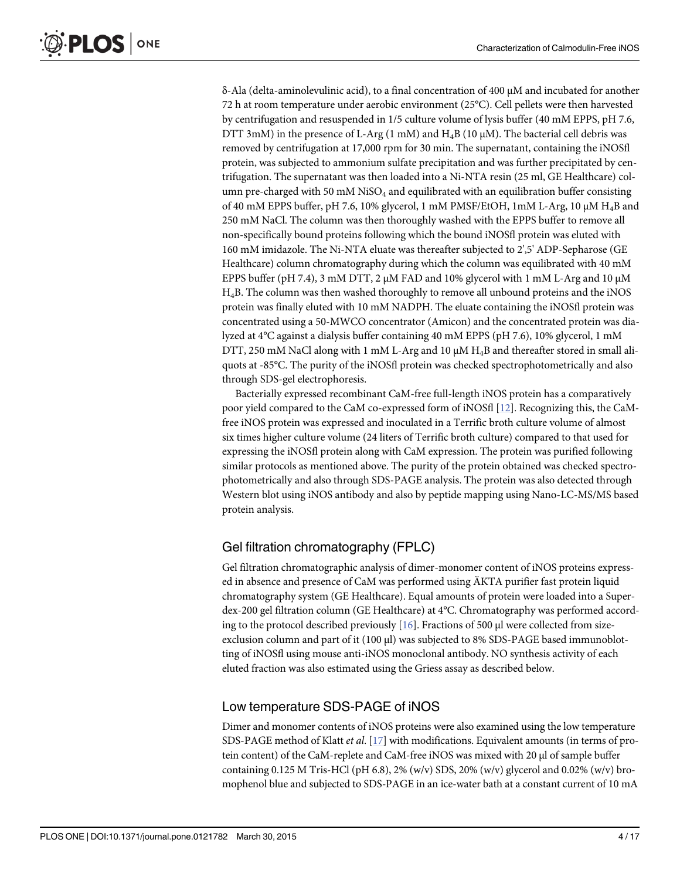δ-Ala (delta-aminolevulinic acid), to a final concentration of 400 μM and incubated for another 72 h at room temperature under aerobic environment (25°C). Cell pellets were then harvested by centrifugation and resuspended in 1/5 culture volume of lysis buffer (40 mM EPPS, pH 7.6, DTT 3mM) in the presence of L-Arg (1 mM) and $H_4B$ (10 μM). The bacterial cell debris was removed by centrifugation at 17,000 rpm for 30 min. The supernatant, containing the iNOSfl protein, was subjected to ammonium sulfate precipitation and was further precipitated by centrifugation. The supernatant was then loaded into a Ni-NTA resin (25 ml, GE Healthcare) column pre-charged with 50 mM $NiSO_4$ and equilibrated with an equilibration buffer consisting of 40 mM EPPS buffer, pH 7.6, 10% glycerol, 1 mM PMSF/EtOH, 1mM L-Arg, 10 μM $H_4B$ and 250 mM NaCl. The column was then thoroughly washed with the EPPS buffer to remove all non-specifically bound proteins following which the bound iNOSfl protein was eluted with 160 mM imidazole. The Ni-NTA eluate was thereafter subjected to 2',5' ADP-Sepharose (GE Healthcare) column chromatography during which the column was equilibrated with 40 mM EPPS buffer (pH 7.4), 3 mM DTT, 2 μM FAD and 10% glycerol with 1 mM L-Arg and 10 μM $H_4B$. The column was then washed thoroughly to remove all unbound proteins and the iNOS protein was finally eluted with 10 mM NADPH. The eluate containing the iNOSfl protein was concentrated using a 50-MWCO concentrator (Amicon) and the concentrated protein was dialyzed at 4°C against a dialysis buffer containing 40 mM EPPS (pH 7.6), 10% glycerol, 1 mM DTT, 250 mM NaCl along with 1 mM L-Arg and 10 μM $H_4B$ and thereafter stored in small aliquots at -85°C. The purity of the iNOSfl protein was checked spectrophotometrically and also through SDS-gel electrophoresis.

Bacterially expressed recombinant CaM-free full-length iNOS protein has a comparatively poor yield compared to the CaM co-expressed form of iNOSfl [12]. Recognizing this, the CaM-free iNOS protein was expressed and inoculated in a Terrific broth culture volume of almost six times higher culture volume (24 liters of Terrific broth culture) compared to that used for expressing the iNOSfl protein along with CaM expression. The protein was purified following similar protocols as mentioned above. The purity of the protein obtained was checked spectrophotometrically and also through SDS-PAGE analysis. The protein was also detected through Western blot using iNOS antibody and also by peptide mapping using Nano-LC-MS/MS based protein analysis.

## Gel filtration chromatography (FPLC)

Gel filtration chromatographic analysis of dimer-monomer content of iNOS proteins expressed in absence and presence of CaM was performed using ÄKTA purifier fast protein liquid chromatography system (GE Healthcare). Equal amounts of protein were loaded into a Superdex-200 gel filtration column (GE Healthcare) at 4°C. Chromatography was performed according to the protocol described previously [16]. Fractions of 500 μl were collected from size-exclusion column and part of it (100 μl) was subjected to 8% SDS-PAGE based immunoblotting of iNOSfl using mouse anti-iNOS monoclonal antibody. NO synthesis activity of each eluted fraction was also estimated using the Griess assay as described below.

## Low temperature SDS-PAGE of iNOS

Dimer and monomer contents of iNOS proteins were also examined using the low temperature SDS-PAGE method of Klatt *et al.* [17] with modifications. Equivalent amounts (in terms of protein content) of the CaM-replete and CaM-free iNOS was mixed with 20 μl of sample buffer containing 0.125 M Tris-HCl (pH 6.8), 2% (w/v) SDS, 20% (w/v) glycerol and 0.02% (w/v) bromophenol blue and subjected to SDS-PAGE in an ice-water bath at a constant current of 10 mA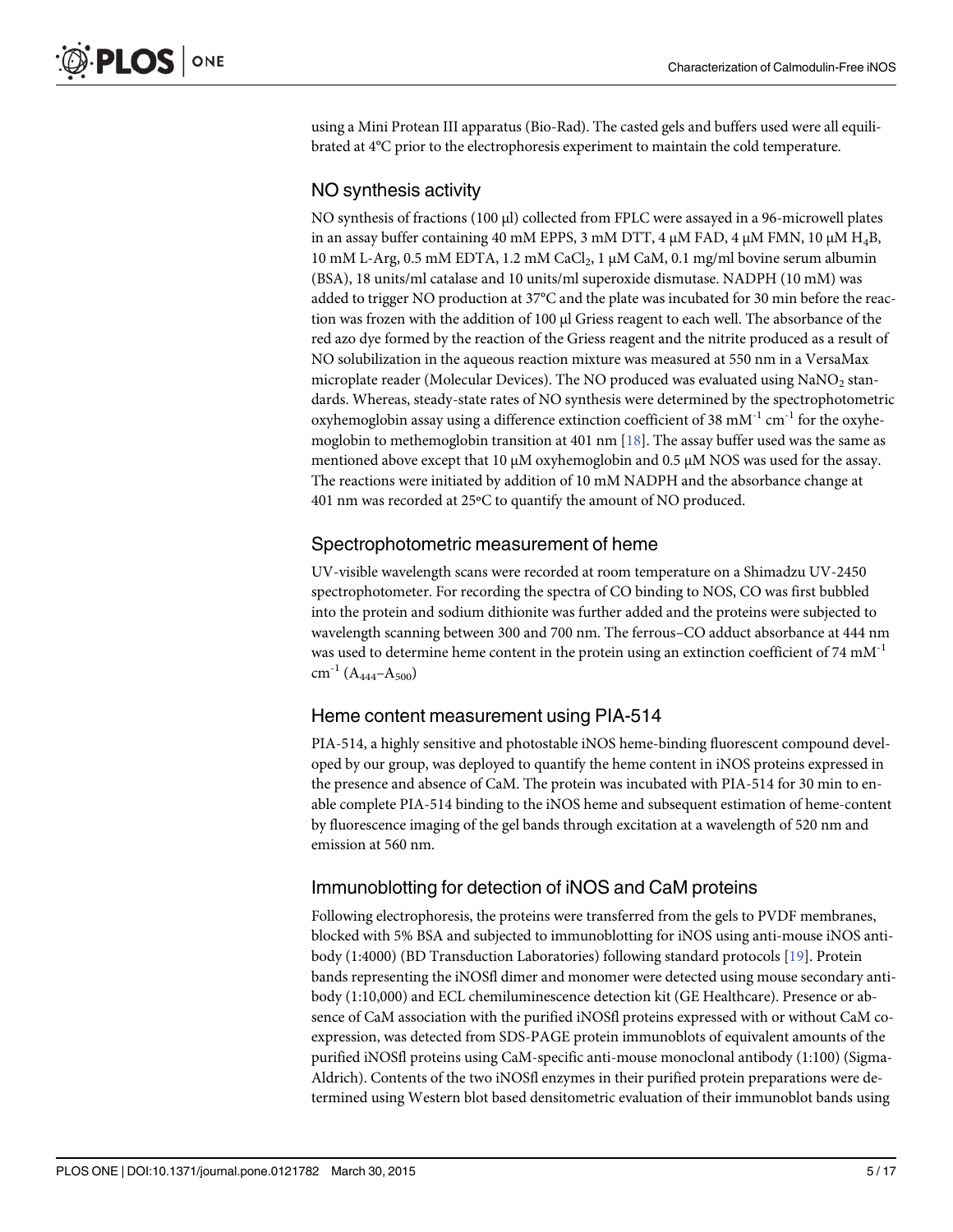using a Mini Protean III apparatus (Bio-Rad). The casted gels and buffers used were all equilibrated at 4°C prior to the electrophoresis experiment to maintain the cold temperature.

## NO synthesis activity

NO synthesis of fractions (100 μl) collected from FPLC were assayed in a 96-microwell plates in an assay buffer containing 40 mM EPPS, 3 mM DTT, 4 μM FAD, 4 μM FMN, 10 μM $H_4B$, 10 mM L-Arg, 0.5 mM EDTA, 1.2 mM $CaCl_2$, 1 μM CaM, 0.1 mg/ml bovine serum albumin (BSA), 18 units/ml catalase and 10 units/ml superoxide dismutase. NADPH (10 mM) was added to trigger NO production at 37°C and the plate was incubated for 30 min before the reaction was frozen with the addition of 100 μl Griess reagent to each well. The absorbance of the red azo dye formed by the reaction of the Griess reagent and the nitrite produced as a result of NO solubilization in the aqueous reaction mixture was measured at 550 nm in a VersaMax microplate reader (Molecular Devices). The NO produced was evaluated using $NaNO_2$ standards. Whereas, steady-state rates of NO synthesis were determined by the spectrophotometric oxyhemoglobin assay using a difference extinction coefficient of 38 $mM^{-1}$ $cm^{-1}$ for the oxyhemoglobin to methemoglobin transition at 401 nm [18]. The assay buffer used was the same as mentioned above except that 10 μM oxyhemoglobin and 0.5 μM NOS was used for the assay. The reactions were initiated by addition of 10 mM NADPH and the absorbance change at 401 nm was recorded at 25ºC to quantify the amount of NO produced.

## Spectrophotometric measurement of heme

UV-visible wavelength scans were recorded at room temperature on a Shimadzu UV-2450 spectrophotometer. For recording the spectra of CO binding to NOS, CO was first bubbled into the protein and sodium dithionite was further added and the proteins were subjected to wavelength scanning between 300 and 700 nm. The ferrous–CO adduct absorbance at 444 nm was used to determine heme content in the protein using an extinction coefficient of 74 $mM^{-1}$ $cm^{-1}$ ($A_{444}$–$A_{500}$)

## Heme content measurement using PIA-514

PIA-514, a highly sensitive and photostable iNOS heme-binding fluorescent compound developed by our group, was deployed to quantify the heme content in iNOS proteins expressed in the presence and absence of CaM. The protein was incubated with PIA-514 for 30 min to enable complete PIA-514 binding to the iNOS heme and subsequent estimation of heme-content by fluorescence imaging of the gel bands through excitation at a wavelength of 520 nm and emission at 560 nm.

## Immunoblotting for detection of iNOS and CaM proteins

Following electrophoresis, the proteins were transferred from the gels to PVDF membranes, blocked with 5% BSA and subjected to immunoblotting for iNOS using anti-mouse iNOS antibody (1:4000) (BD Transduction Laboratories) following standard protocols [19]. Protein bands representing the iNOSfl dimer and monomer were detected using mouse secondary antibody (1:10,000) and ECL chemiluminescence detection kit (GE Healthcare). Presence or absence of CaM association with the purified iNOSfl proteins expressed with or without CaM co-expression, was detected from SDS-PAGE protein immunoblots of equivalent amounts of the purified iNOSfl proteins using CaM-specific anti-mouse monoclonal antibody (1:100) (Sigma-Aldrich). Contents of the two iNOSfl enzymes in their purified protein preparations were determined using Western blot based densitometric evaluation of their immunoblot bands using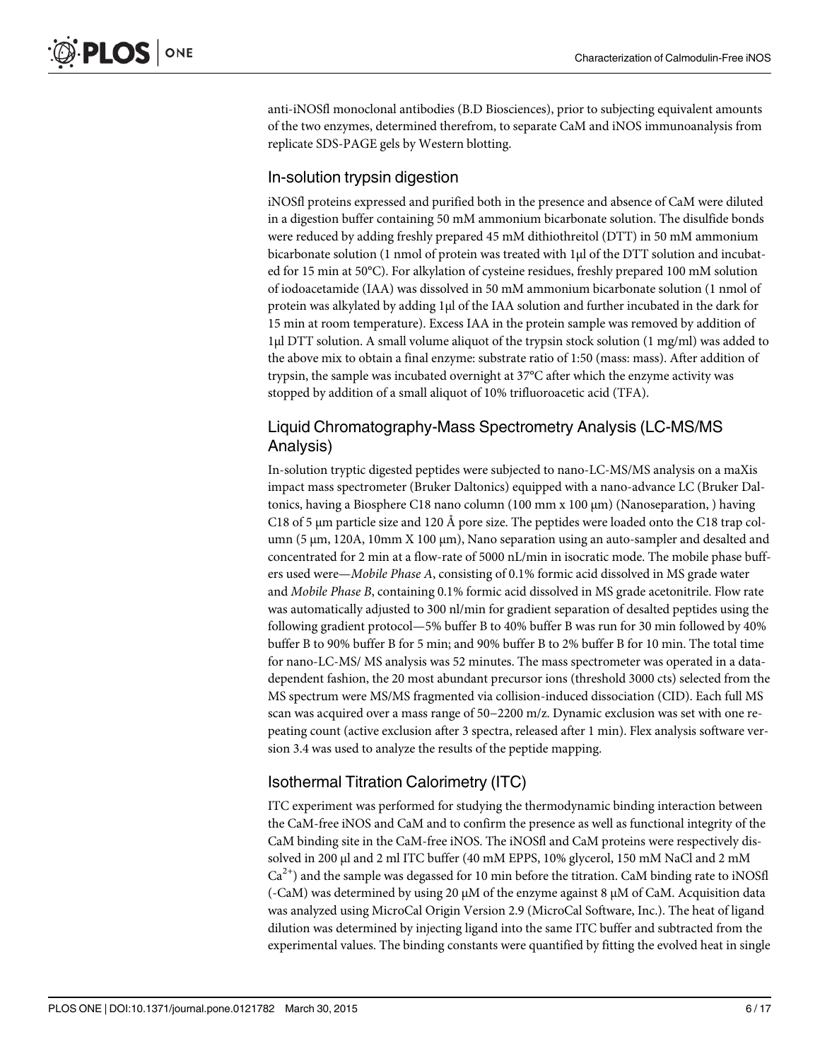anti-iNOSfl monoclonal antibodies (B.D Biosciences), prior to subjecting equivalent amounts of the two enzymes, determined therefrom, to separate CaM and iNOS immunoanalysis from replicate SDS-PAGE gels by Western blotting.

## In-solution trypsin digestion

iNOSfl proteins expressed and purified both in the presence and absence of CaM were diluted in a digestion buffer containing 50 mM ammonium bicarbonate solution. The disulfide bonds were reduced by adding freshly prepared 45 mM dithiothreitol (DTT) in 50 mM ammonium bicarbonate solution (1 nmol of protein was treated with 1μl of the DTT solution and incubated for 15 min at 50°C). For alkylation of cysteine residues, freshly prepared 100 mM solution of iodoacetamide (IAA) was dissolved in 50 mM ammonium bicarbonate solution (1 nmol of protein was alkylated by adding 1μl of the IAA solution and further incubated in the dark for 15 min at room temperature). Excess IAA in the protein sample was removed by addition of 1μl DTT solution. A small volume aliquot of the trypsin stock solution (1 mg/ml) was added to the above mix to obtain a final enzyme: substrate ratio of 1:50 (mass: mass). After addition of trypsin, the sample was incubated overnight at 37°C after which the enzyme activity was stopped by addition of a small aliquot of 10% trifluoroacetic acid (TFA).

## Liquid Chromatography-Mass Spectrometry Analysis (LC-MS/MS Analysis)

In-solution tryptic digested peptides were subjected to nano-LC-MS/MS analysis on a maXis impact mass spectrometer (Bruker Daltonics) equipped with a nano-advance LC (Bruker Daltonics, having a Biosphere C18 nano column (100 mm x 100 μm) (Nanoseparation, ) having C18 of 5 μm particle size and 120 Å pore size. The peptides were loaded onto the C18 trap column (5 μm, 120A, 10mm X 100 μm), Nano separation using an auto-sampler and desalted and concentrated for 2 min at a flow-rate of 5000 nL/min in isocratic mode. The mobile phase buffers used were—*Mobile Phase A*, consisting of 0.1% formic acid dissolved in MS grade water and *Mobile Phase B*, containing 0.1% formic acid dissolved in MS grade acetonitrile. Flow rate was automatically adjusted to 300 nl/min for gradient separation of desalted peptides using the following gradient protocol—5% buffer B to 40% buffer B was run for 30 min followed by 40% buffer B to 90% buffer B for 5 min; and 90% buffer B to 2% buffer B for 10 min. The total time for nano-LC-MS/ MS analysis was 52 minutes. The mass spectrometer was operated in a data-dependent fashion, the 20 most abundant precursor ions (threshold 3000 cts) selected from the MS spectrum were MS/MS fragmented via collision-induced dissociation (CID). Each full MS scan was acquired over a mass range of 50–2200 m/z. Dynamic exclusion was set with one repeating count (active exclusion after 3 spectra, released after 1 min). Flex analysis software version 3.4 was used to analyze the results of the peptide mapping.

## Isothermal Titration Calorimetry (ITC)

ITC experiment was performed for studying the thermodynamic binding interaction between the CaM-free iNOS and CaM and to confirm the presence as well as functional integrity of the CaM binding site in the CaM-free iNOS. The iNOSfl and CaM proteins were respectively dissolved in 200 μl and 2 ml ITC buffer (40 mM EPPS, 10% glycerol, 150 mM NaCl and 2 mM $Ca^{2+}$) and the sample was degassed for 10 min before the titration. CaM binding rate to iNOSfl (-CaM) was determined by using 20 μM of the enzyme against 8 μM of CaM. Acquisition data was analyzed using MicroCal Origin Version 2.9 (MicroCal Software, Inc.). The heat of ligand dilution was determined by injecting ligand into the same ITC buffer and subtracted from the experimental values. The binding constants were quantified by fitting the evolved heat in single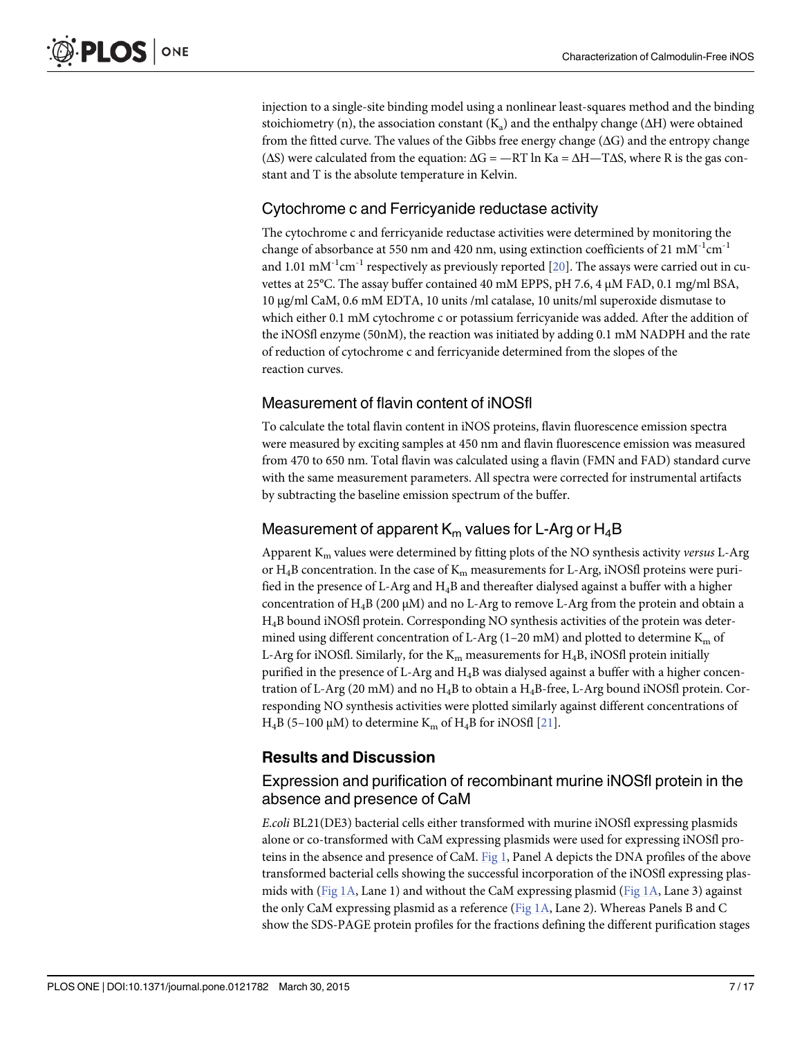injection to a single-site binding model using a nonlinear least-squares method and the binding stoichiometry (n), the association constant ($K_a$) and the enthalpy change ($\Delta H$) were obtained from the fitted curve. The values of the Gibbs free energy change ($\Delta G$) and the entropy change ($\Delta S$) were calculated from the equation: $\Delta G = -RT \ln Ka = \Delta H - T\Delta S$, where R is the gas constant and T is the absolute temperature in Kelvin.

## Cytochrome c and Ferricyanide reductase activity

The cytochrome c and ferricyanide reductase activities were determined by monitoring the change of absorbance at 550 nm and 420 nm, using extinction coefficients of 21 $mM^{-1}cm^{-1}$ and 1.01 $mM^{-1}cm^{-1}$ respectively as previously reported [20]. The assays were carried out in cuvettes at 25°C. The assay buffer contained 40 mM EPPS, pH 7.6, 4 μM FAD, 0.1 mg/ml BSA, 10 μg/ml CaM, 0.6 mM EDTA, 10 units /ml catalase, 10 units/ml superoxide dismutase to which either 0.1 mM cytochrome c or potassium ferricyanide was added. After the addition of the iNOSfl enzyme (50nM), the reaction was initiated by adding 0.1 mM NADPH and the rate of reduction of cytochrome c and ferricyanide determined from the slopes of the reaction curves.

## Measurement of flavin content of iNOSfl

To calculate the total flavin content in iNOS proteins, flavin fluorescence emission spectra were measured by exciting samples at 450 nm and flavin fluorescence emission was measured from 470 to 650 nm. Total flavin was calculated using a flavin (FMN and FAD) standard curve with the same measurement parameters. All spectra were corrected for instrumental artifacts by subtracting the baseline emission spectrum of the buffer.

## Measurement of apparent $K_m$ values for L-Arg or $H_4B$

Apparent $K_m$ values were determined by fitting plots of the NO synthesis activity *versus* L-Arg or $H_4B$ concentration. In the case of $K_m$ measurements for L-Arg, iNOSfl proteins were purified in the presence of L-Arg and $H_4B$ and thereafter dialysed against a buffer with a higher concentration of $H_4B$ (200 μM) and no L-Arg to remove L-Arg from the protein and obtain a $H_4B$ bound iNOSfl protein. Corresponding NO synthesis activities of the protein was determined using different concentration of L-Arg (1–20 mM) and plotted to determine $K_m$ of L-Arg for iNOSfl. Similarly, for the $K_m$ measurements for $H_4B$, iNOSfl protein initially purified in the presence of L-Arg and $H_4B$ was dialysed against a buffer with a higher concentration of L-Arg (20 mM) and no $H_4B$ to obtain a $H_4B$-free, L-Arg bound iNOSfl protein. Corresponding NO synthesis activities were plotted similarly against different concentrations of $H_4B$ (5–100 μM) to determine $K_m$ of $H_4B$ for iNOSfl [21].

# Results and Discussion

## Expression and purification of recombinant murine iNOSfl protein in the absence and presence of CaM

*E.coli* BL21(DE3) bacterial cells either transformed with murine iNOSfl expressing plasmids alone or co-transformed with CaM expressing plasmids were used for expressing iNOSfl proteins in the absence and presence of CaM. Fig 1, Panel A depicts the DNA profiles of the above transformed bacterial cells showing the successful incorporation of the iNOSfl expressing plasmids with (Fig 1A, Lane 1) and without the CaM expressing plasmid (Fig 1A, Lane 3) against the only CaM expressing plasmid as a reference (Fig 1A, Lane 2). Whereas Panels B and C show the SDS-PAGE protein profiles for the fractions defining the different purification stages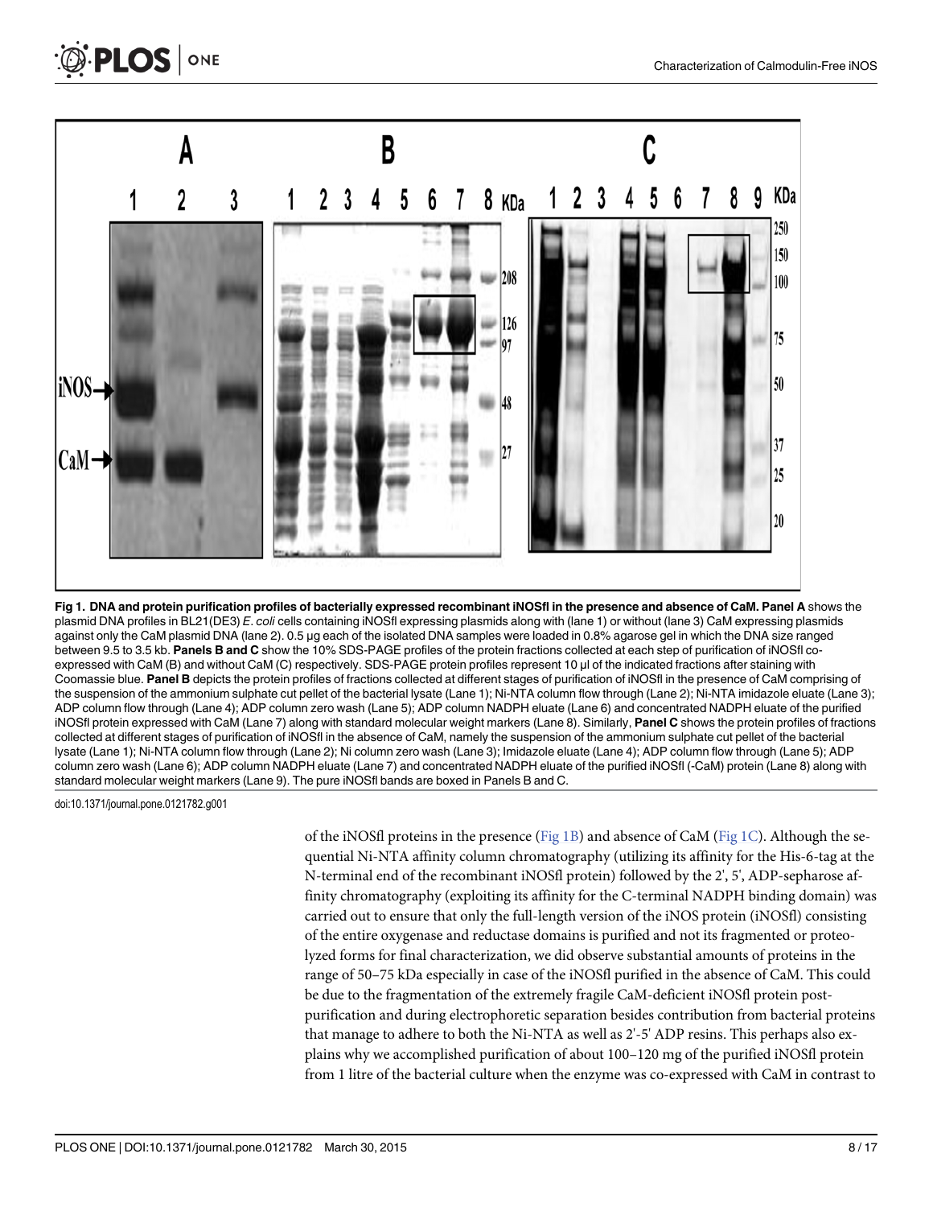**Fig 1. DNA and protein purification profiles of bacterially expressed recombinant iNOSfl in the presence and absence of CaM. Panel A** shows the plasmid DNA profiles in BL21(DE3) *E. coli* cells containing iNOSfl expressing plasmids along with (lane 1) or without (lane 3) CaM expressing plasmids against only the CaM plasmid DNA (lane 2). 0.5 μg each of the isolated DNA samples were loaded in 0.8% agarose gel in which the DNA size ranged between 9.5 to 3.5 kb. **Panels B and C** show the 10% SDS-PAGE profiles of the protein fractions collected at each step of purification of iNOSfl co-expressed with CaM (B) and without CaM (C) respectively. SDS-PAGE protein profiles represent 10 μl of the indicated fractions after staining with Coomassie blue. **Panel B** depicts the protein profiles of fractions collected at different stages of purification of iNOSfl in the presence of CaM comprising of the suspension of the ammonium sulphate cut pellet of the bacterial lysate (Lane 1); Ni-NTA column flow through (Lane 2); Ni-NTA imidazole eluate (Lane 3); ADP column flow through (Lane 4); ADP column zero wash (Lane 5); ADP column NADPH eluate (Lane 6) and concentrated NADPH eluate of the purified iNOSfl protein expressed with CaM (Lane 7) along with standard molecular weight markers (Lane 8). Similarly, **Panel C** shows the protein profiles of fractions collected at different stages of purification of iNOSfl in the absence of CaM, namely the suspension of the ammonium sulphate cut pellet of the bacterial lysate (Lane 1); Ni-NTA column flow through (Lane 2); Ni column zero wash (Lane 3); Imidazole eluate (Lane 4); ADP column flow through (Lane 5); ADP column zero wash (Lane 6); ADP column NADPH eluate (Lane 7) and concentrated NADPH eluate of the purified iNOSfl (-CaM) protein (Lane 8) along with standard molecular weight markers (Lane 9). The pure iNOSfl bands are boxed in Panels B and C.

doi:10.1371/journal.pone.0121782.g001

of the iNOSfl proteins in the presence (Fig 1B) and absence of CaM (Fig 1C). Although the sequential Ni-NTA affinity column chromatography (utilizing its affinity for the His-6-tag at the N-terminal end of the recombinant iNOSfl protein) followed by the 2', 5', ADP-sepharose affinity chromatography (exploiting its affinity for the C-terminal NADPH binding domain) was carried out to ensure that only the full-length version of the iNOS protein (iNOSfl) consisting of the entire oxygenase and reductase domains is purified and not its fragmented or proteolyzed forms for final characterization, we did observe substantial amounts of proteins in the range of 50–75 kDa especially in case of the iNOSfl purified in the absence of CaM. This could be due to the fragmentation of the extremely fragile CaM-deficient iNOSfl protein post-purification and during electrophoretic separation besides contribution from bacterial proteins that manage to adhere to both the Ni-NTA as well as 2'-5' ADP resins. This perhaps also explains why we accomplished purification of about 100–120 mg of the purified iNOSfl protein from 1 litre of the bacterial culture when the enzyme was co-expressed with CaM in contrast to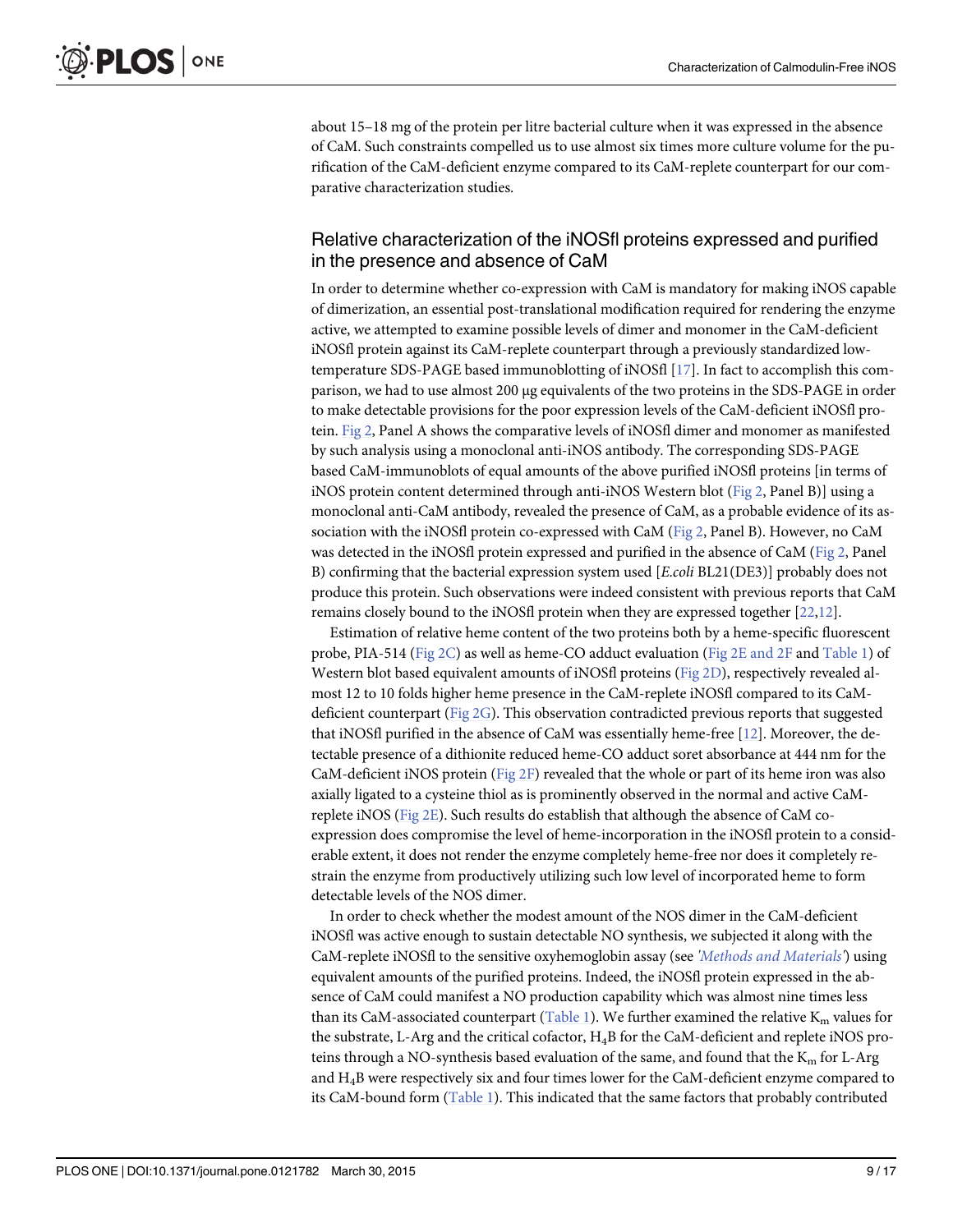about 15–18 mg of the protein per litre bacterial culture when it was expressed in the absence of CaM. Such constraints compelled us to use almost six times more culture volume for the purification of the CaM-deficient enzyme compared to its CaM-replete counterpart for our comparative characterization studies.

## Relative characterization of the iNOSfl proteins expressed and purified in the presence and absence of CaM

In order to determine whether co-expression with CaM is mandatory for making iNOS capable of dimerization, an essential post-translational modification required for rendering the enzyme active, we attempted to examine possible levels of dimer and monomer in the CaM-deficient iNOSfl protein against its CaM-replete counterpart through a previously standardized low-temperature SDS-PAGE based immunoblotting of iNOSfl [17]. In fact to accomplish this comparison, we had to use almost 200 μg equivalents of the two proteins in the SDS-PAGE in order to make detectable provisions for the poor expression levels of the CaM-deficient iNOSfl protein. Fig 2, Panel A shows the comparative levels of iNOSfl dimer and monomer as manifested by such analysis using a monoclonal anti-iNOS antibody. The corresponding SDS-PAGE based CaM-immunoblots of equal amounts of the above purified iNOSfl proteins [in terms of iNOS protein content determined through anti-iNOS Western blot (Fig 2, Panel B)] using a monoclonal anti-CaM antibody, revealed the presence of CaM, as a probable evidence of its association with the iNOSfl protein co-expressed with CaM (Fig 2, Panel B). However, no CaM was detected in the iNOSfl protein expressed and purified in the absence of CaM (Fig 2, Panel B) confirming that the bacterial expression system used [*E.coli* BL21(DE3)] probably does not produce this protein. Such observations were indeed consistent with previous reports that CaM remains closely bound to the iNOSfl protein when they are expressed together [22,12].

Estimation of relative heme content of the two proteins both by a heme-specific fluorescent probe, PIA-514 (Fig 2C) as well as heme-CO adduct evaluation (Fig 2E and 2F and Table 1) of Western blot based equivalent amounts of iNOSfl proteins (Fig 2D), respectively revealed almost 12 to 10 folds higher heme presence in the CaM-replete iNOSfl compared to its CaM-deficient counterpart (Fig 2G). This observation contradicted previous reports that suggested that iNOSfl purified in the absence of CaM was essentially heme-free [12]. Moreover, the detectable presence of a dithionite reduced heme-CO adduct soret absorbance at 444 nm for the CaM-deficient iNOS protein (Fig 2F) revealed that the whole or part of its heme iron was also axially ligated to a cysteine thiol as is prominently observed in the normal and active CaM-replete iNOS (Fig 2E). Such results do establish that although the absence of CaM co-expression does compromise the level of heme-incorporation in the iNOSfl protein to a considerable extent, it does not render the enzyme completely heme-free nor does it completely restrain the enzyme from productively utilizing such low level of incorporated heme to form detectable levels of the NOS dimer.

In order to check whether the modest amount of the NOS dimer in the CaM-deficient iNOSfl was active enough to sustain detectable NO synthesis, we subjected it along with the CaM-replete iNOSfl to the sensitive oxyhemoglobin assay (see *'Methods and Materials'*) using equivalent amounts of the purified proteins. Indeed, the iNOSfl protein expressed in the absence of CaM could manifest a NO production capability which was almost nine times less than its CaM-associated counterpart (Table 1). We further examined the relative $K_m$ values for the substrate, L-Arg and the critical cofactor, $H_4B$ for the CaM-deficient and replete iNOS proteins through a NO-synthesis based evaluation of the same, and found that the $K_m$ for L-Arg and $H_4B$ were respectively six and four times lower for the CaM-deficient enzyme compared to its CaM-bound form (Table 1). This indicated that the same factors that probably contributed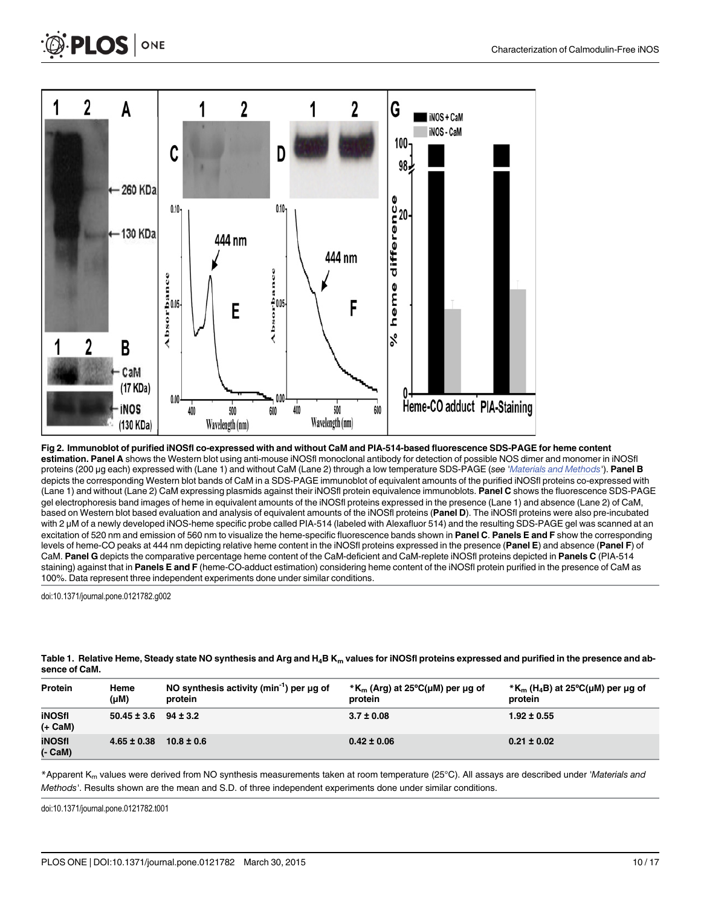**Fig 2. Immunoblot of purified iNOSfl co-expressed with and without CaM and PIA-514-based fluorescence SDS-PAGE for heme content estimation.** **Panel A** shows the Western blot using anti-mouse iNOSfl monoclonal antibody for detection of possible NOS dimer and monomer in iNOSfl proteins (200 μg each) expressed with (Lane 1) and without CaM (Lane 2) through a low temperature SDS-PAGE (*see 'Materials and Methods'*). **Panel B** depicts the corresponding Western blot bands of CaM in a SDS-PAGE immunoblot of equivalent amounts of the purified iNOSfl proteins co-expressed with (Lane 1) and without (Lane 2) CaM expressing plasmids against their iNOSfl protein equivalence immunoblots. **Panel C** shows the fluorescence SDS-PAGE gel electrophoresis band images of heme in equivalent amounts of the iNOSfl proteins expressed in the presence (Lane 1) and absence (Lane 2) of CaM, based on Western blot based evaluation and analysis of equivalent amounts of the iNOSfl proteins (**Panel D**). The iNOSfl proteins were also pre-incubated with 2 μM of a newly developed iNOS-heme specific probe called PIA-514 (labeled with Alexafluor 514) and the resulting SDS-PAGE gel was scanned at an excitation of 520 nm and emission of 560 nm to visualize the heme-specific fluorescence bands shown in **Panel C**. **Panels E and F** show the corresponding levels of heme-CO peaks at 444 nm depicting relative heme content in the iNOSfl proteins expressed in the presence (**Panel E**) and absence (**Panel F**) of CaM. **Panel G** depicts the comparative percentage heme content of the CaM-deficient and CaM-replete iNOSfl proteins depicted in **Panels C** (PIA-514 staining) against that in **Panels E and F** (heme-CO-adduct estimation) considering heme content of the iNOSfl protein purified in the presence of CaM as 100%. Data represent three independent experiments done under similar conditions.

doi:10.1371/journal.pone.0121782.g002

**Table 1. Relative Heme, Steady state NO synthesis and Arg and $H_4B$ $K_m$ values for iNOSfl proteins expressed and purified in the presence and absence of CaM.**

| Protein | Heme (μM) | NO synthesis activity ($min^{-1}$) per μg of protein | *$K_m$ (Arg) at 25°C(μM) per μg of protein | *$K_m$ ($H_4B$) at 25°C(μM) per μg of protein |
|---|---|---|---|---|
| **iNOSfl (+ CaM)** | **50.45 ± 3.6** | **94 ± 3.2** | **3.7 ± 0.08** | **1.92 ± 0.55** |
| **iNOSfl (- CaM)** | **4.65 ± 0.38** | **10.8 ± 0.6** | **0.42 ± 0.06** | **0.21 ± 0.02** |

*Apparent $K_m$ values were derived from NO synthesis measurements taken at room temperature (25°C). All assays are described under '*Materials and Methods*'. Results shown are the mean and S.D. of three independent experiments done under similar conditions.

doi:10.1371/journal.pone.0121782.t001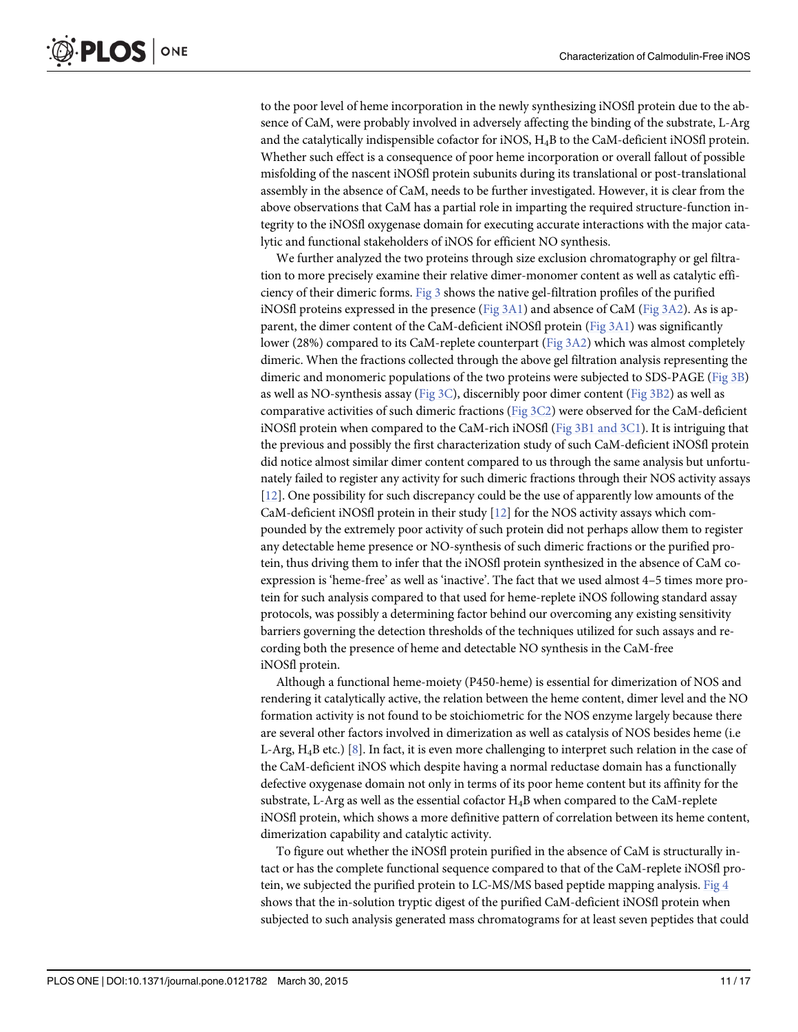to the poor level of heme incorporation in the newly synthesizing iNOSfl protein due to the absence of CaM, were probably involved in adversely affecting the binding of the substrate, L-Arg and the catalytically indispensible cofactor for iNOS, $H_4B$ to the CaM-deficient iNOSfl protein. Whether such effect is a consequence of poor heme incorporation or overall fallout of possible misfolding of the nascent iNOSfl protein subunits during its translational or post-translational assembly in the absence of CaM, needs to be further investigated. However, it is clear from the above observations that CaM has a partial role in imparting the required structure-function integrity to the iNOSfl oxygenase domain for executing accurate interactions with the major catalytic and functional stakeholders of iNOS for efficient NO synthesis.

We further analyzed the two proteins through size exclusion chromatography or gel filtration to more precisely examine their relative dimer-monomer content as well as catalytic efficiency of their dimeric forms. Fig 3 shows the native gel-filtration profiles of the purified iNOSfl proteins expressed in the presence (Fig 3A1) and absence of CaM (Fig 3A2). As is apparent, the dimer content of the CaM-deficient iNOSfl protein (Fig 3A1) was significantly lower (28%) compared to its CaM-replete counterpart (Fig 3A2) which was almost completely dimeric. When the fractions collected through the above gel filtration analysis representing the dimeric and monomeric populations of the two proteins were subjected to SDS-PAGE (Fig 3B) as well as NO-synthesis assay (Fig 3C), discernibly poor dimer content (Fig 3B2) as well as comparative activities of such dimeric fractions (Fig 3C2) were observed for the CaM-deficient iNOSfl protein when compared to the CaM-rich iNOSfl (Fig 3B1 and 3C1). It is intriguing that the previous and possibly the first characterization study of such CaM-deficient iNOSfl protein did notice almost similar dimer content compared to us through the same analysis but unfortunately failed to register any activity for such dimeric fractions through their NOS activity assays [12]. One possibility for such discrepancy could be the use of apparently low amounts of the CaM-deficient iNOSfl protein in their study [12] for the NOS activity assays which compounded by the extremely poor activity of such protein did not perhaps allow them to register any detectable heme presence or NO-synthesis of such dimeric fractions or the purified protein, thus driving them to infer that the iNOSfl protein synthesized in the absence of CaM co-expression is 'heme-free' as well as 'inactive'. The fact that we used almost 4–5 times more protein for such analysis compared to that used for heme-replete iNOS following standard assay protocols, was possibly a determining factor behind our overcoming any existing sensitivity barriers governing the detection thresholds of the techniques utilized for such assays and recording both the presence of heme and detectable NO synthesis in the CaM-free iNOSfl protein.

Although a functional heme-moiety (P450-heme) is essential for dimerization of NOS and rendering it catalytically active, the relation between the heme content, dimer level and the NO formation activity is not found to be stoichiometric for the NOS enzyme largely because there are several other factors involved in dimerization as well as catalysis of NOS besides heme (i.e L-Arg, $H_4B$ etc.) [8]. In fact, it is even more challenging to interpret such relation in the case of the CaM-deficient iNOS which despite having a normal reductase domain has a functionally defective oxygenase domain not only in terms of its poor heme content but its affinity for the substrate, L-Arg as well as the essential cofactor $H_4B$ when compared to the CaM-replete iNOSfl protein, which shows a more definitive pattern of correlation between its heme content, dimerization capability and catalytic activity.

To figure out whether the iNOSfl protein purified in the absence of CaM is structurally intact or has the complete functional sequence compared to that of the CaM-replete iNOSfl protein, we subjected the purified protein to LC-MS/MS based peptide mapping analysis. Fig 4 shows that the in-solution tryptic digest of the purified CaM-deficient iNOSfl protein when subjected to such analysis generated mass chromatograms for at least seven peptides that could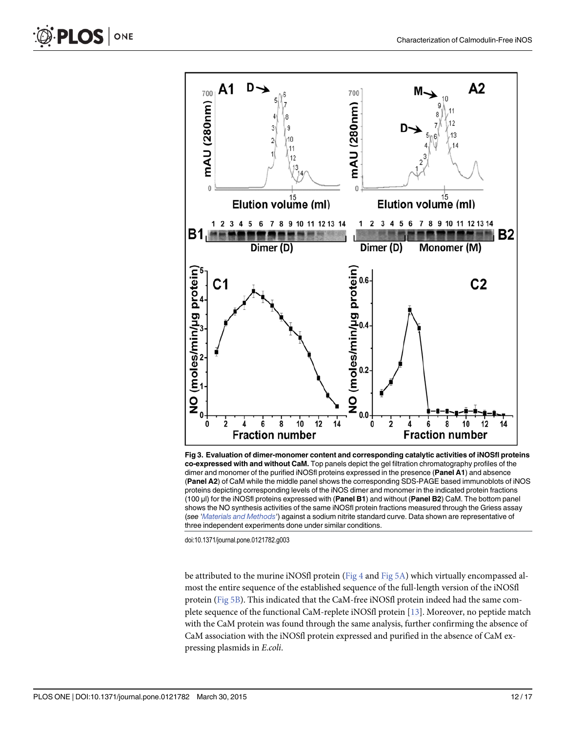**Fig 3. Evaluation of dimer-monomer content and corresponding catalytic activities of iNOSfl proteins co-expressed with and without CaM.** Top panels depict the gel filtration chromatography profiles of the dimer and monomer of the purified iNOSfl proteins expressed in the presence (**Panel A1**) and absence (**Panel A2**) of CaM while the middle panel shows the corresponding SDS-PAGE based immunoblots of iNOS proteins depicting corresponding levels of the iNOS dimer and monomer in the indicated protein fractions (100 μl) for the iNOSfl proteins expressed with (**Panel B1**) and without (**Panel B2**) CaM. The bottom panel shows the NO synthesis activities of the same iNOSfl protein fractions measured through the Griess assay (*see 'Materials and Methods'*) against a sodium nitrite standard curve. Data shown are representative of three independent experiments done under similar conditions.

doi:10.1371/journal.pone.0121782.g003

be attributed to the murine iNOSfl protein (Fig 4 and Fig 5A) which virtually encompassed almost the entire sequence of the established sequence of the full-length version of the iNOSfl protein (Fig 5B). This indicated that the CaM-free iNOSfl protein indeed had the same complete sequence of the functional CaM-replete iNOSfl protein [13]. Moreover, no peptide match with the CaM protein was found through the same analysis, further confirming the absence of CaM association with the iNOSfl protein expressed and purified in the absence of CaM expressing plasmids in *E.coli*.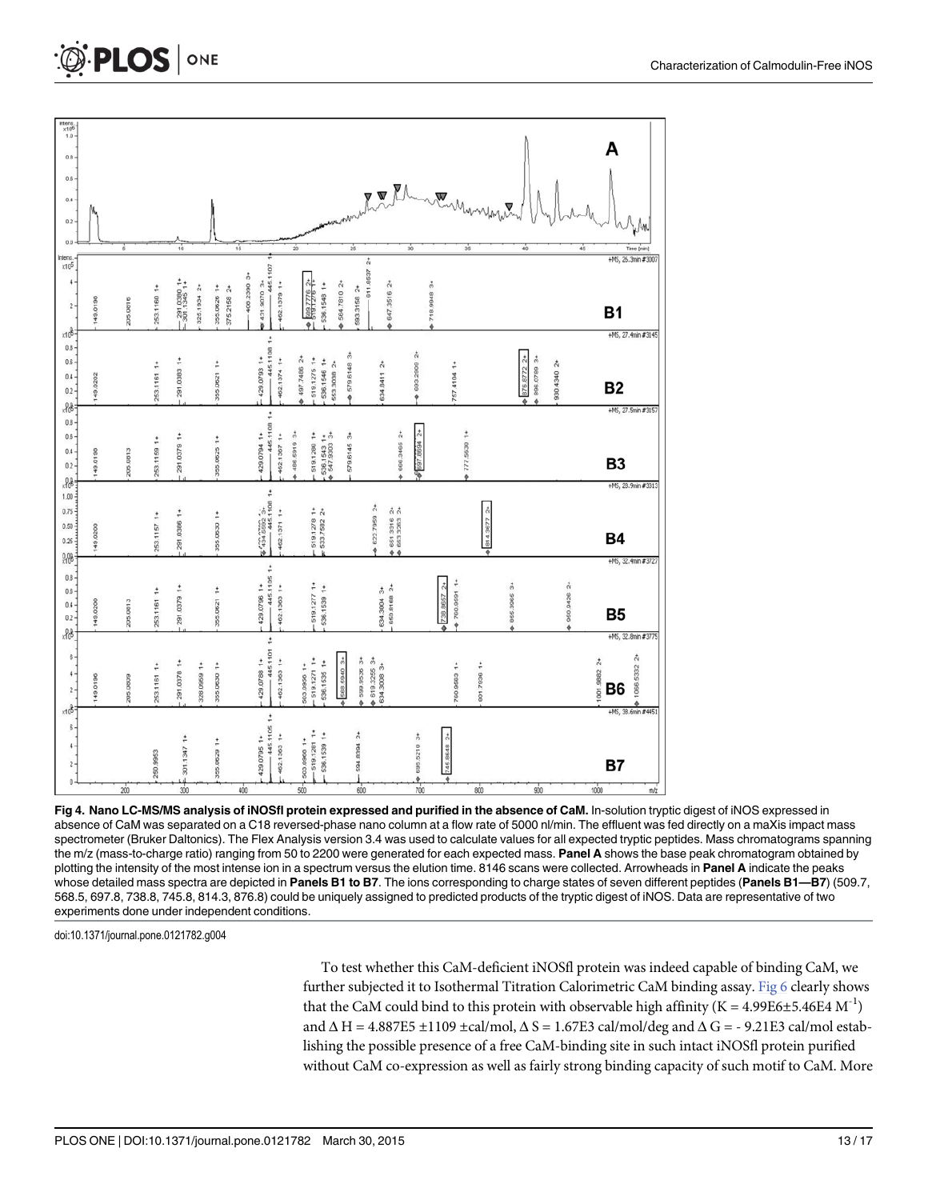**Fig 4. Nano LC-MS/MS analysis of iNOSfl protein expressed and purified in the absence of CaM.** In-solution tryptic digest of iNOS expressed in absence of CaM was separated on a C18 reversed-phase nano column at a flow rate of 5000 nl/min. The effluent was fed directly on a maXis impact mass spectrometer (Bruker Daltonics). The Flex Analysis version 3.4 was used to calculate values for all expected tryptic peptides. Mass chromatograms spanning the m/z (mass-to-charge ratio) ranging from 50 to 2200 were generated for each expected mass. **Panel A** shows the base peak chromatogram obtained by plotting the intensity of the most intense ion in a spectrum versus the elution time. 8146 scans were collected. Arrowheads in **Panel A** indicate the peaks whose detailed mass spectra are depicted in **Panels B1 to B7**. The ions corresponding to charge states of seven different peptides (**Panels B1—B7**) (509.7, 568.5, 697.8, 738.8, 745.8, 814.3, 876.8) could be uniquely assigned to predicted products of the tryptic digest of iNOS. Data are representative of two experiments done under independent conditions.

doi:10.1371/journal.pone.0121782.g004

To test whether this CaM-deficient iNOSfl protein was indeed capable of binding CaM, we further subjected it to Isothermal Titration Calorimetric CaM binding assay. Fig 6 clearly shows that the CaM could bind to this protein with observable high affinity (K = 4.99E6±5.46E4 $M^{-1}$) and $\Delta$ H = 4.887E5 ±1109 ±cal/mol, $\Delta$ S = 1.67E3 cal/mol/deg and $\Delta$ G = - 9.21E3 cal/mol establishing the possible presence of a free CaM-binding site in such intact iNOSfl protein purified without CaM co-expression as well as fairly strong binding capacity of such motif to CaM. More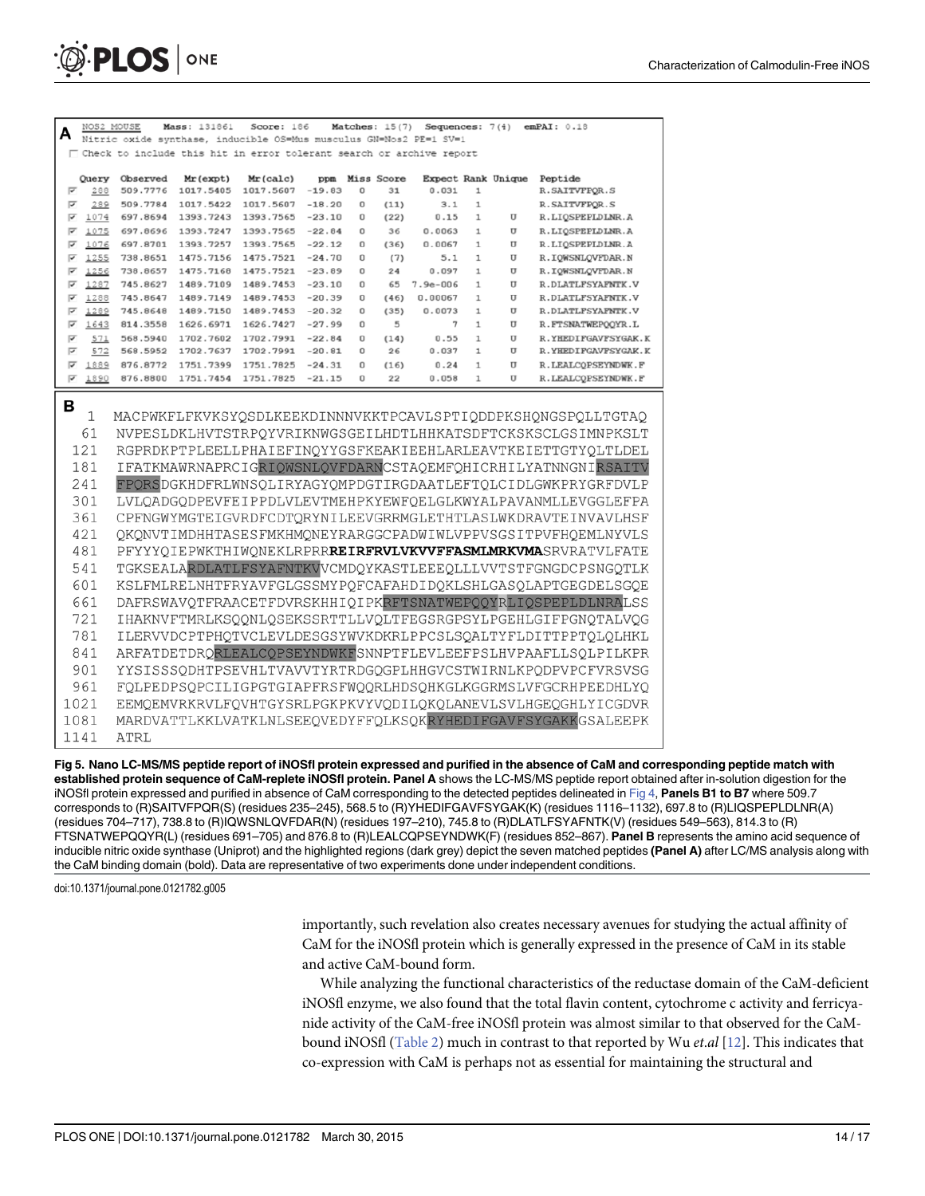**A**

NOS2_MOUSE Mass: 131861 Score: 186 Matches: 15(7) Sequences: 7(4) emPAI: 0.18
Nitric oxide synthase, inducible OS=Mus musculus GN=Nos2 PE=1 SV=1

☐ Check to include this hit in error tolerant search or archive report

| Query | Observed | Mr(expt) | Mr(calc) | ppm | Miss | Score | Expect | Rank | Unique | Peptide |
|---|---|---|---|---|---|---|---|---|---|---|
| 288 | 509.7776 | 1017.5405 | 1017.5607 | -19.83 | 0 | 31 | 0.031 | 1 | | R.SAITVFPQR.S |
| 289 | 509.7784 | 1017.5422 | 1017.5607 | -18.20 | 0 | (11) | 3.1 | 1 | | R.SAITVFPQR.S |
| 1074 | 697.8694 | 1393.7243 | 1393.7565 | -23.10 | 0 | (22) | 0.15 | 1 | U | R.LIQSPEPLDLNR.A |
| 1075 | 697.8696 | 1393.7247 | 1393.7565 | -22.84 | 0 | 36 | 0.0063 | 1 | U | R.LIQSPEPLDLNR.A |
| 1076 | 697.8701 | 1393.7257 | 1393.7565 | -22.12 | 0 | (36) | 0.0067 | 1 | U | R.LIQSPEPLDLNR.A |
| 1255 | 738.8651 | 1475.7156 | 1475.7521 | -24.70 | 0 | (7) | 5.1 | 1 | U | R.IQWSNLQVFDAR.N |
| 1256 | 738.8657 | 1475.7168 | 1475.7521 | -23.89 | 0 | 24 | 0.097 | 1 | U | R.IQWSNLQVFDAR.N |
| 1287 | 745.8627 | 1489.7109 | 1489.7453 | -23.10 | 0 | 65 | 7.9e-006 | 1 | U | R.DLATLFSYAFNTK.V |
| 1288 | 745.8647 | 1489.7149 | 1489.7453 | -20.39 | 0 | (46) | 0.00067 | 1 | U | R.DLATLFSYAFNTK.V |
| 1289 | 745.8648 | 1489.7150 | 1489.7453 | -20.32 | 0 | (35) | 0.0073 | 1 | U | R.DLATLFSYAFNTK.V |
| 1643 | 814.3558 | 1626.6971 | 1626.7427 | -27.99 | 0 | 5 | 7 | 1 | U | R.FTSNATWEPQQYR.L |
| 571 | 568.5940 | 1702.7602 | 1702.7991 | -22.84 | 0 | (14) | 0.55 | 1 | U | R.YHEDIFGAVFSYGAK.K |
| 572 | 568.5952 | 1702.7637 | 1702.7991 | -20.81 | 0 | 26 | 0.037 | 1 | U | R.YHEDIFGAVFSYGAK.K |
| 1889 | 876.8772 | 1751.7399 | 1751.7825 | -24.31 | 0 | (16) | 0.24 | 1 | U | R.LEALCQPSEYNDWK.F |
| 1890 | 876.8800 | 1751.7454 | 1751.7825 | -21.15 | 0 | 22 | 0.058 | 1 | U | R.LEALCQPSEYNDWK.F |

**B**

```
   1  MACPWKFLFKVKSYQSDLKEEKDINNNVKKTPCAVLSPTIQDDPKSHQNGSPQLLTGTAQ
  61  NVPESLDKLHVTSTRPQYVRIKNWGSGEILHDTLHHKATSDFTCKSKSCLGSIMNPKSLT
 121  RGPRDKPTPLEELLPHAIEFINQYYGSFKEAKIEEHLARLEAVTKEIETTGTYQLTLDEL
 181  IFATKMAWRNAPRCIGRIQWSNLQVFDARNCSTAQEMFQHICRHILYATNNGNIRSAITV
 241  FPQRSDGKHDFRLWNSQLIRYAGYQMPDGTIRGDAATLEFTQLCIDLGWKPRYGRFDVLP
 301  LVLQADGQDPEVFEIPPDLVLEVTMEHPKYEWFQELGLKWYALPAVANMLLEVGGLEFPA
 361  CPFNGWYMGTEIGVRDFCDTQRYNILEEVGRRMGLETHTLASLWKDRAVTEINVAVLHSF
 421  QKQNVTIMDHHTASESFMKHMQNEYRARGGCPADWIWLVPPVSGSITPVFHQEMLNYVLS
 481  PFYYYQIEPWKTHIWQNEKLRPRRREIRFRVLVKVVFFASMLMRKVMASRVRATVLFATE
 541  TGKSEALARDLATLFSYAFNTKVVCMDQYKASTLEEEQLLLVVTSTFGNGDCPSNGQTLK
 601  KSLFMLRELNHTFRYAVFGLGSSMYPQFCAFAHDIDQKLSHLGASQLAPTGEGDELSGQE
 661  DAFRSWAVQTFRAACETFDVRSKHHIQIPKRFTSNATWEPQQYRLIQSPEPLDLNRALSS
 721  IHAKNVFTMRLKSQQNLQSEKSSRTTLLVQLTFEGSRGPSYLPGEHLGIFPGNQTALVQG
 781  ILERVVDCPTPHQTVCLEVLDESGSYWVKDKRLPPCSLSQALTYFLDITTPPTQLQLHKL
 841  ARFATDETDRQRLEALCQPSEYNDWKFSNNPTFLEVLEEFPSLHVPAAFLLSQLPILKPR
 901  YYSISSSQDHTPSEVHLTVAVVTYRTRDGQGPLHHGVCSTWIRNLKPQDPVPCFVRSVSG
 961  FQLPEDPSQPCILIGPGTGIAPFRSFWQQRLHDSQHKGLKGGRMSLVFGCRHPEEDHLYQ
1021  EEMQEMVRKRVLFQVHTGYSRLPGKPKVYVQDILQKQLANEVLSVLHGEQGHLYICGDVR
1081  MARDVATTLKKLVATKLNLSEEQVEDYFFQLKSQKRYHEDIFGAVFSYGAKKGSALEEPK
1141  ATRL
```

**Fig 5. Nano LC-MS/MS peptide report of iNOSfl protein expressed and purified in the absence of CaM and corresponding peptide match with established protein sequence of CaM-replete iNOSfl protein. Panel A** shows the LC-MS/MS peptide report obtained after in-solution digestion for the iNOSfl protein expressed and purified in absence of CaM corresponding to the detected peptides delineated in Fig 4, **Panels B1 to B7** where 509.7 corresponds to (R)SAITVFPQR(S) (residues 235–245), 568.5 to (R)YHEDIFGAVFSYGAK(K) (residues 1116–1132), 697.8 to (R)LIQSPEPLDLNR(A) (residues 704–717), 738.8 to (R)IQWSNLQVFDAR(N) (residues 197–210), 745.8 to (R)DLATLFSYAFNTK(V) (residues 549–563), 814.3 to (R) FTSNATWEPQQYR(L) (residues 691–705) and 876.8 to (R)LEALCQPSEYNDWK(F) (residues 852–867). **Panel B** represents the amino acid sequence of inducible nitric oxide synthase (Uniprot) and the highlighted regions (dark grey) depict the seven matched peptides **(Panel A)** after LC/MS analysis along with the CaM binding domain (bold). Data are representative of two experiments done under independent conditions.

doi:10.1371/journal.pone.0121782.g005

importantly, such revelation also creates necessary avenues for studying the actual affinity of CaM for the iNOSfl protein which is generally expressed in the presence of CaM in its stable and active CaM-bound form.

While analyzing the functional characteristics of the reductase domain of the CaM-deficient iNOSfl enzyme, we also found that the total flavin content, cytochrome c activity and ferricyanide activity of the CaM-free iNOSfl protein was almost similar to that observed for the CaM-bound iNOSfl (Table 2) much in contrast to that reported by Wu *et.al* [12]. This indicates that co-expression with CaM is perhaps not as essential for maintaining the structural and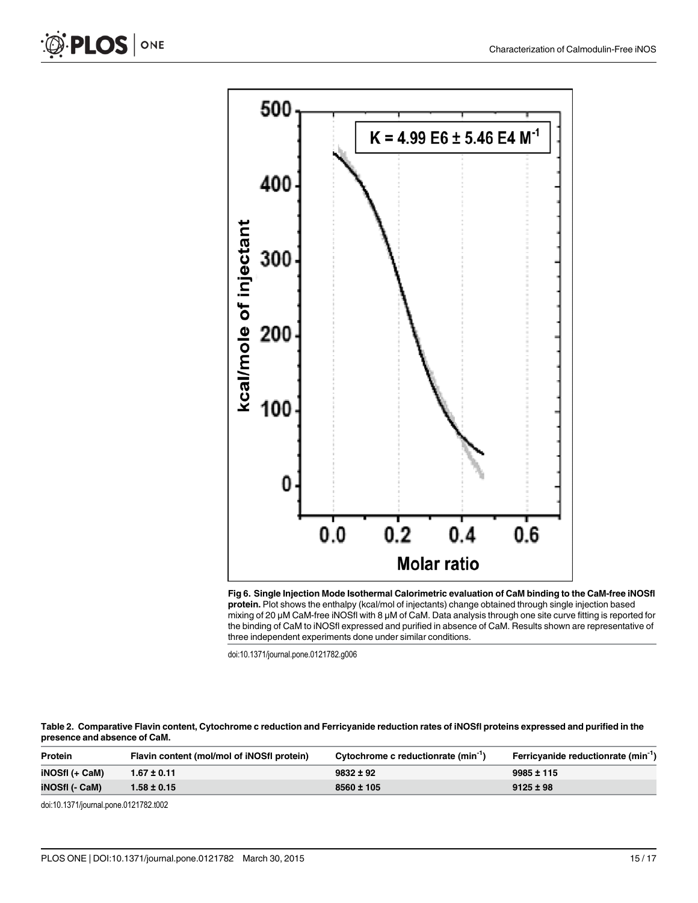**Fig 6. Single Injection Mode Isothermal Calorimetric evaluation of CaM binding to the CaM-free iNOSfl protein.** Plot shows the enthalpy (kcal/mol of injectants) change obtained through single injection based mixing of 20 μM CaM-free iNOSfl with 8 μM of CaM. Data analysis through one site curve fitting is reported for the binding of CaM to iNOSfl expressed and purified in absence of CaM. Results shown are representative of three independent experiments done under similar conditions.

doi:10.1371/journal.pone.0121782.g006

**Table 2. Comparative Flavin content, Cytochrome c reduction and Ferricyanide reduction rates of iNOSfl proteins expressed and purified in the presence and absence of CaM.**

| Protein | Flavin content (mol/mol of iNOSfl protein) | Cytochrome c reductionrate ($min^{-1}$) | Ferricyanide reductionrate ($min^{-1}$) |
|---|---|---|---|
| iNOSfl (+ CaM) | 1.67 ± 0.11 | 9832 ± 92 | 9985 ± 115 |
| iNOSfl (- CaM) | 1.58 ± 0.15 | 8560 ± 105 | 9125 ± 98 |

doi:10.1371/journal.pone.0121782.t002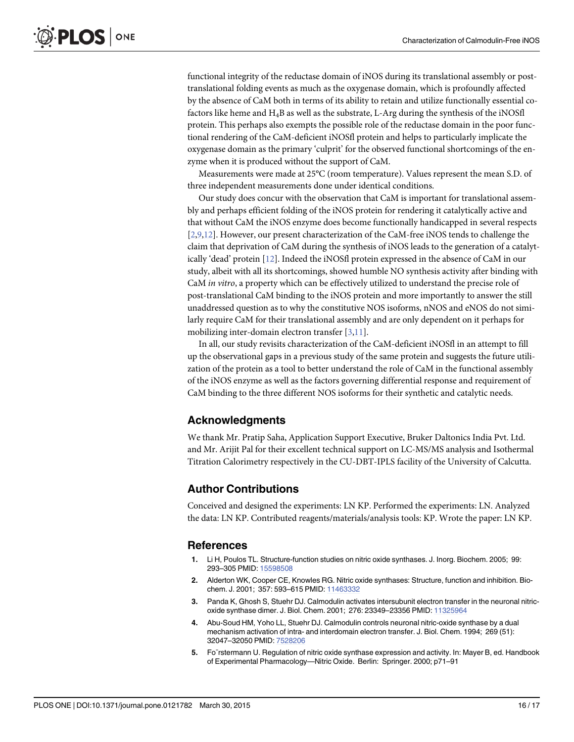functional integrity of the reductase domain of iNOS during its translational assembly or post-translational folding events as much as the oxygenase domain, which is profoundly affected by the absence of CaM both in terms of its ability to retain and utilize functionally essential co-factors like heme and $H_4B$ as well as the substrate, L-Arg during the synthesis of the iNOSfl protein. This perhaps also exempts the possible role of the reductase domain in the poor functional rendering of the CaM-deficient iNOSfl protein and helps to particularly implicate the oxygenase domain as the primary 'culprit' for the observed functional shortcomings of the enzyme when it is produced without the support of CaM.

Measurements were made at 25°C (room temperature). Values represent the mean S.D. of three independent measurements done under identical conditions.

Our study does concur with the observation that CaM is important for translational assembly and perhaps efficient folding of the iNOS protein for rendering it catalytically active and that without CaM the iNOS enzyme does become functionally handicapped in several respects [2,9,12]. However, our present characterization of the CaM-free iNOS tends to challenge the claim that deprivation of CaM during the synthesis of iNOS leads to the generation of a catalytically 'dead' protein [12]. Indeed the iNOSfl protein expressed in the absence of CaM in our study, albeit with all its shortcomings, showed humble NO synthesis activity after binding with CaM *in vitro*, a property which can be effectively utilized to understand the precise role of post-translational CaM binding to the iNOS protein and more importantly to answer the still unaddressed question as to why the constitutive NOS isoforms, nNOS and eNOS do not similarly require CaM for their translational assembly and are only dependent on it perhaps for mobilizing inter-domain electron transfer [3,11].

In all, our study revisits characterization of the CaM-deficient iNOSfl in an attempt to fill up the observational gaps in a previous study of the same protein and suggests the future utilization of the protein as a tool to better understand the role of CaM in the functional assembly of the iNOS enzyme as well as the factors governing differential response and requirement of CaM binding to the three different NOS isoforms for their synthetic and catalytic needs.

## Acknowledgments

We thank Mr. Pratip Saha, Application Support Executive, Bruker Daltonics India Pvt. Ltd. and Mr. Arijit Pal for their excellent technical support on LC-MS/MS analysis and Isothermal Titration Calorimetry respectively in the CU-DBT-IPLS facility of the University of Calcutta.

## Author Contributions

Conceived and designed the experiments: LN KP. Performed the experiments: LN. Analyzed the data: LN KP. Contributed reagents/materials/analysis tools: KP. Wrote the paper: LN KP.

## References

1. Li H, Poulos TL. Structure-function studies on nitric oxide synthases. J. Inorg. Biochem. 2005; 99: 293–305 PMID: 15598508
2. Alderton WK, Cooper CE, Knowles RG. Nitric oxide synthases: Structure, function and inhibition. Biochem. J. 2001; 357: 593–615 PMID: 11463332
3. Panda K, Ghosh S, Stuehr DJ. Calmodulin activates intersubunit electron transfer in the neuronal nitric-oxide synthase dimer. J. Biol. Chem. 2001; 276: 23349–23356 PMID: 11325964
4. Abu-Soud HM, Yoho LL, Stuehr DJ. Calmodulin controls neuronal nitric-oxide synthase by a dual mechanism activation of intra- and interdomain electron transfer. J. Biol. Chem. 1994; 269 (51): 32047–32050 PMID: 7528206
5. Förstermann U. Regulation of nitric oxide synthase expression and activity. In: Mayer B, ed. Handbook of Experimental Pharmacology—Nitric Oxide. Berlin: Springer. 2000; p71–91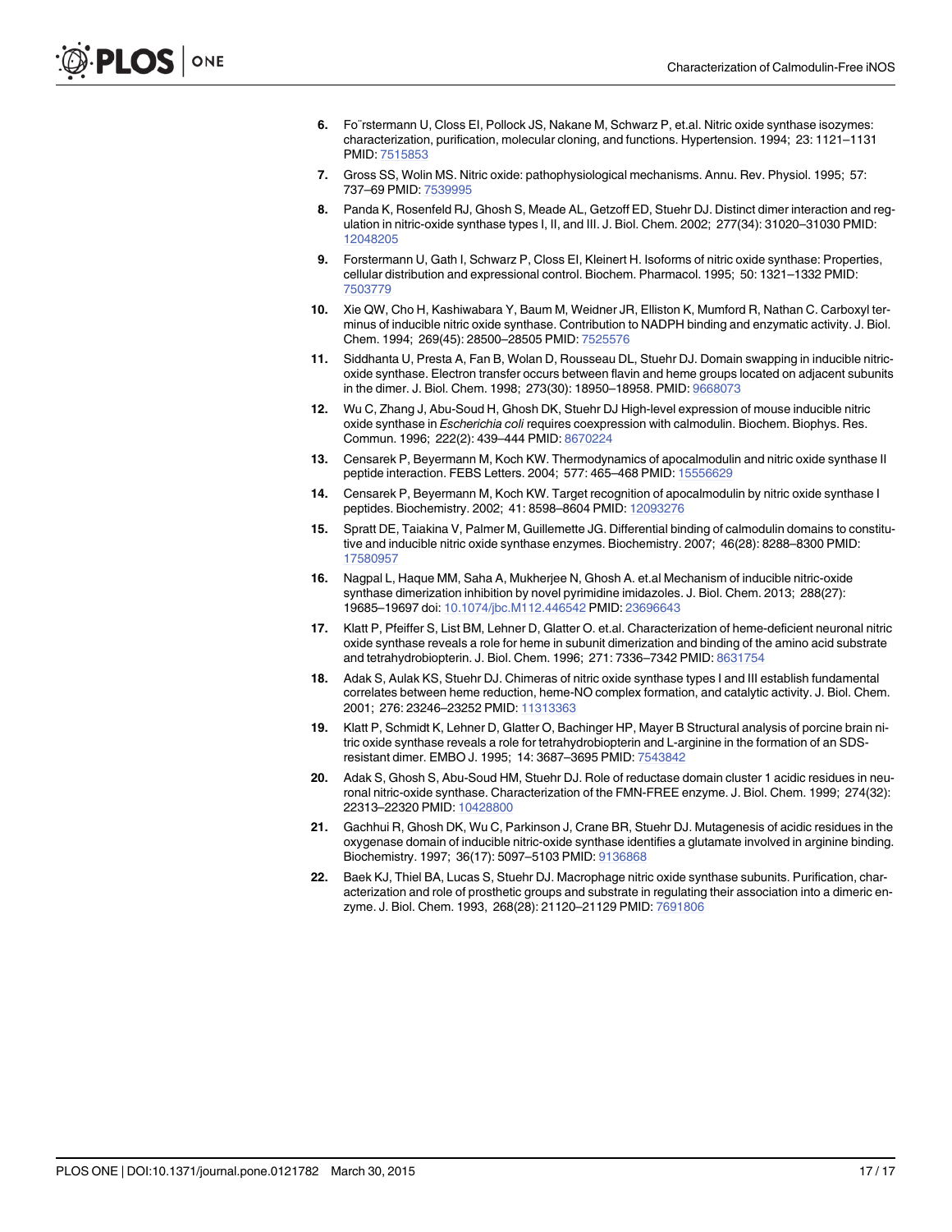6. Fo¨rstermann U, Closs EI, Pollock JS, Nakane M, Schwarz P, et.al. Nitric oxide synthase isozymes: characterization, purification, molecular cloning, and functions. Hypertension. 1994; 23: 1121–1131 PMID: 7515853

7. Gross SS, Wolin MS. Nitric oxide: pathophysiological mechanisms. Annu. Rev. Physiol. 1995; 57: 737–69 PMID: 7539995

8. Panda K, Rosenfeld RJ, Ghosh S, Meade AL, Getzoff ED, Stuehr DJ. Distinct dimer interaction and regulation in nitric-oxide synthase types I, II, and III. J. Biol. Chem. 2002; 277(34): 31020–31030 PMID: 12048205

9. Forstermann U, Gath I, Schwarz P, Closs EI, Kleinert H. Isoforms of nitric oxide synthase: Properties, cellular distribution and expressional control. Biochem. Pharmacol. 1995; 50: 1321–1332 PMID: 7503779

10. Xie QW, Cho H, Kashiwabara Y, Baum M, Weidner JR, Elliston K, Mumford R, Nathan C. Carboxyl terminus of inducible nitric oxide synthase. Contribution to NADPH binding and enzymatic activity. J. Biol. Chem. 1994; 269(45): 28500–28505 PMID: 7525576

11. Siddhanta U, Presta A, Fan B, Wolan D, Rousseau DL, Stuehr DJ. Domain swapping in inducible nitric-oxide synthase. Electron transfer occurs between flavin and heme groups located on adjacent subunits in the dimer. J. Biol. Chem. 1998; 273(30): 18950–18958. PMID: 9668073

12. Wu C, Zhang J, Abu-Soud H, Ghosh DK, Stuehr DJ High-level expression of mouse inducible nitric oxide synthase in *Escherichia coli* requires coexpression with calmodulin. Biochem. Biophys. Res. Commun. 1996; 222(2): 439–444 PMID: 8670224

13. Censarek P, Beyermann M, Koch KW. Thermodynamics of apocalmodulin and nitric oxide synthase II peptide interaction. FEBS Letters. 2004; 577: 465–468 PMID: 15556629

14. Censarek P, Beyermann M, Koch KW. Target recognition of apocalmodulin by nitric oxide synthase I peptides. Biochemistry. 2002; 41: 8598–8604 PMID: 12093276

15. Spratt DE, Taiakina V, Palmer M, Guillemette JG. Differential binding of calmodulin domains to constitutive and inducible nitric oxide synthase enzymes. Biochemistry. 2007; 46(28): 8288–8300 PMID: 17580957

16. Nagpal L, Haque MM, Saha A, Mukherjee N, Ghosh A. et.al Mechanism of inducible nitric-oxide synthase dimerization inhibition by novel pyrimidine imidazoles. J. Biol. Chem. 2013; 288(27): 19685–19697 doi: 10.1074/jbc.M112.446542 PMID: 23696643

17. Klatt P, Pfeiffer S, List BM, Lehner D, Glatter O. et.al. Characterization of heme-deficient neuronal nitric oxide synthase reveals a role for heme in subunit dimerization and binding of the amino acid substrate and tetrahydrobiopterin. J. Biol. Chem. 1996; 271: 7336–7342 PMID: 8631754

18. Adak S, Aulak KS, Stuehr DJ. Chimeras of nitric oxide synthase types I and III establish fundamental correlates between heme reduction, heme-NO complex formation, and catalytic activity. J. Biol. Chem. 2001; 276: 23246–23252 PMID: 11313363

19. Klatt P, Schmidt K, Lehner D, Glatter O, Bachinger HP, Mayer B Structural analysis of porcine brain nitric oxide synthase reveals a role for tetrahydrobiopterin and L-arginine in the formation of an SDS-resistant dimer. EMBO J. 1995; 14: 3687–3695 PMID: 7543842

20. Adak S, Ghosh S, Abu-Soud HM, Stuehr DJ. Role of reductase domain cluster 1 acidic residues in neuronal nitric-oxide synthase. Characterization of the FMN-FREE enzyme. J. Biol. Chem. 1999; 274(32): 22313–22320 PMID: 10428800

21. Gachhui R, Ghosh DK, Wu C, Parkinson J, Crane BR, Stuehr DJ. Mutagenesis of acidic residues in the oxygenase domain of inducible nitric-oxide synthase identifies a glutamate involved in arginine binding. Biochemistry. 1997; 36(17): 5097–5103 PMID: 9136868

22. Baek KJ, Thiel BA, Lucas S, Stuehr DJ. Macrophage nitric oxide synthase subunits. Purification, characterization and role of prosthetic groups and substrate in regulating their association into a dimeric enzyme. J. Biol. Chem. 1993, 268(28): 21120–21129 PMID: 7691806